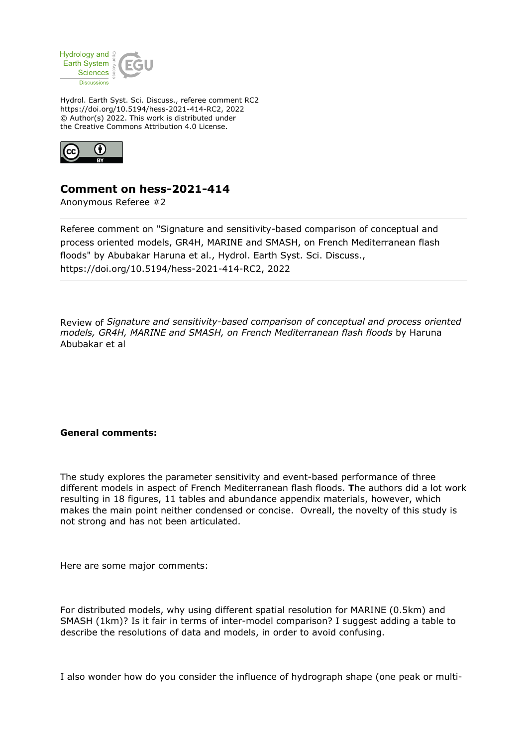Hydrol. Earth Syst. Sci. Discuss., referee comment RC2
https://doi.org/10.5194/hess-2021-414-RC2, 2022
© Author(s) 2022. This work is distributed under
the Creative Commons Attribution 4.0 License.

## Comment on hess-2021-414

Anonymous Referee #2

Referee comment on "Signature and sensitivity-based comparison of conceptual and process oriented models, GR4H, MARINE and SMASH, on French Mediterranean flash floods" by Abubakar Haruna et al., Hydrol. Earth Syst. Sci. Discuss., https://doi.org/10.5194/hess-2021-414-RC2, 2022

Review of *Signature and sensitivity-based comparison of conceptual and process oriented models, GR4H, MARINE and SMASH, on French Mediterranean flash floods* by Haruna Abubakar et al

**General comments:**

The study explores the parameter sensitivity and event-based performance of three different models in aspect of French Mediterranean flash floods. **T**he authors did a lot work resulting in 18 figures, 11 tables and abundance appendix materials, however, which makes the main point neither condensed or concise.  Ovreall, the novelty of this study is not strong and has not been articulated.

Here are some major comments:

For distributed models, why using different spatial resolution for MARINE (0.5km) and SMASH (1km)? Is it fair in terms of inter-model comparison? I suggest adding a table to describe the resolutions of data and models, in order to avoid confusing.

I also wonder how do you consider the influence of hydrograph shape (one peak or multi-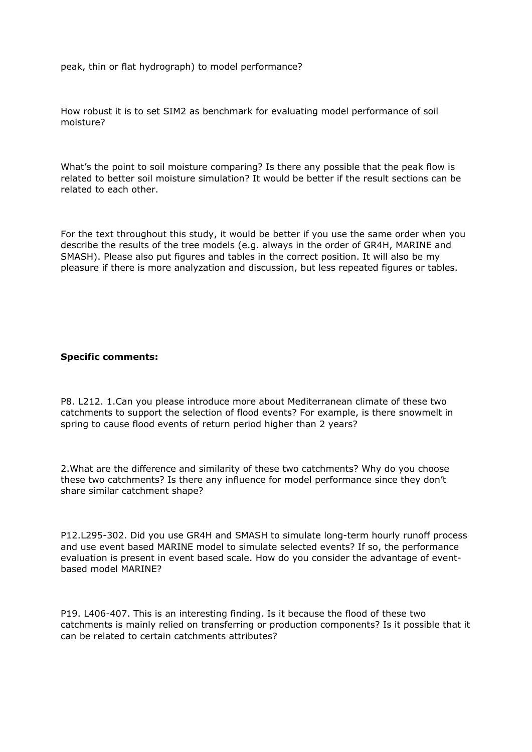peak, thin or flat hydrograph) to model performance?

How robust it is to set SIM2 as benchmark for evaluating model performance of soil moisture?

What's the point to soil moisture comparing? Is there any possible that the peak flow is related to better soil moisture simulation? It would be better if the result sections can be related to each other.

For the text throughout this study, it would be better if you use the same order when you describe the results of the tree models (e.g. always in the order of GR4H, MARINE and SMASH). Please also put figures and tables in the correct position. It will also be my pleasure if there is more analyzation and discussion, but less repeated figures or tables.

**Specific comments:**

P8. L212. 1.Can you please introduce more about Mediterranean climate of these two catchments to support the selection of flood events? For example, is there snowmelt in spring to cause flood events of return period higher than 2 years?

2.What are the difference and similarity of these two catchments? Why do you choose these two catchments? Is there any influence for model performance since they don't share similar catchment shape?

P12.L295-302. Did you use GR4H and SMASH to simulate long-term hourly runoff process and use event based MARINE model to simulate selected events? If so, the performance evaluation is present in event based scale. How do you consider the advantage of event-based model MARINE?

P19. L406-407. This is an interesting finding. Is it because the flood of these two catchments is mainly relied on transferring or production components? Is it possible that it can be related to certain catchments attributes?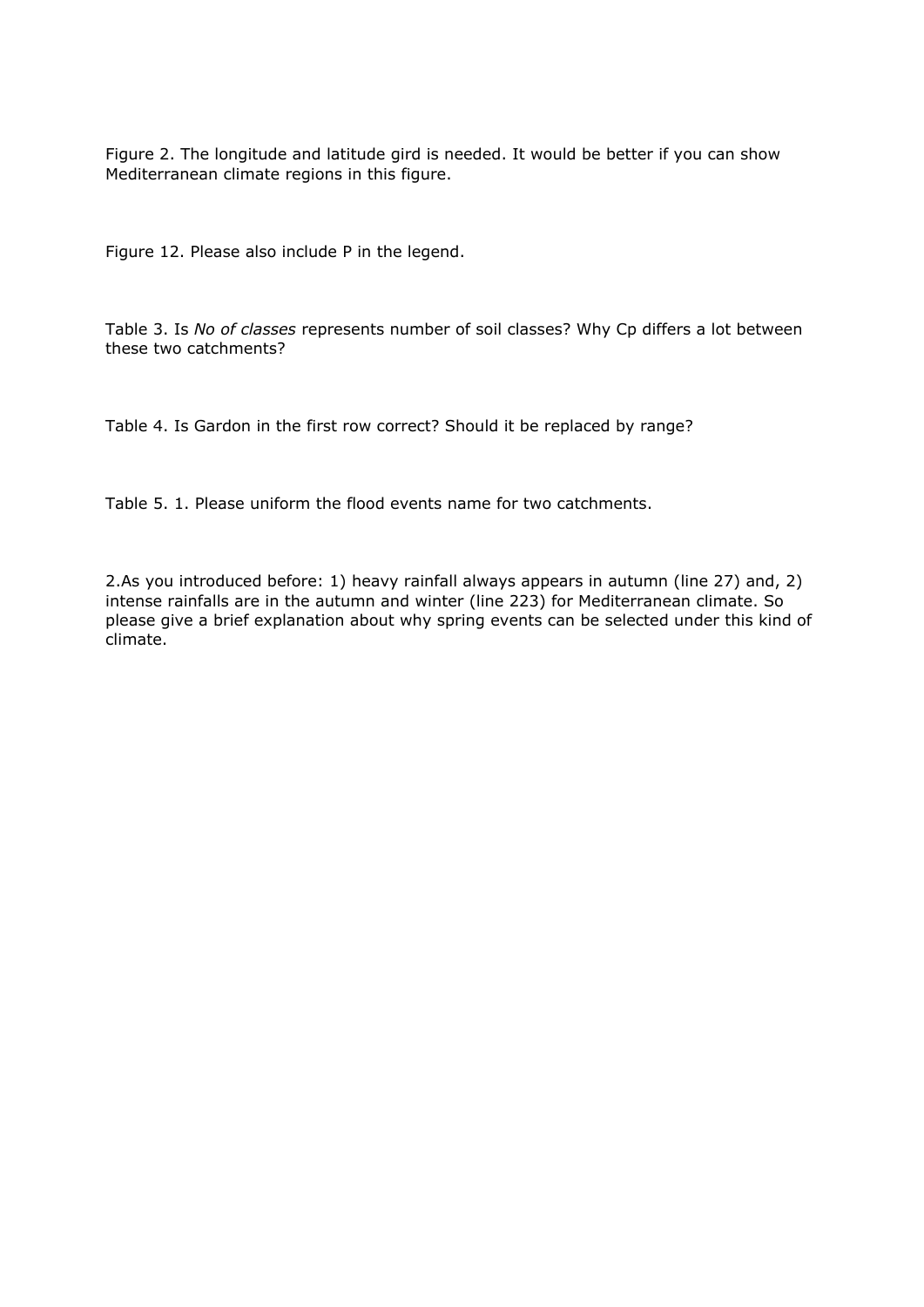Figure 2. The longitude and latitude gird is needed. It would be better if you can show Mediterranean climate regions in this figure.

Figure 12. Please also include P in the legend.

Table 3. Is *No of classes* represents number of soil classes? Why Cp differs a lot between these two catchments?

Table 4. Is Gardon in the first row correct? Should it be replaced by range?

Table 5. 1. Please uniform the flood events name for two catchments.

2.As you introduced before: 1) heavy rainfall always appears in autumn (line 27) and, 2) intense rainfalls are in the autumn and winter (line 223) for Mediterranean climate. So please give a brief explanation about why spring events can be selected under this kind of climate.